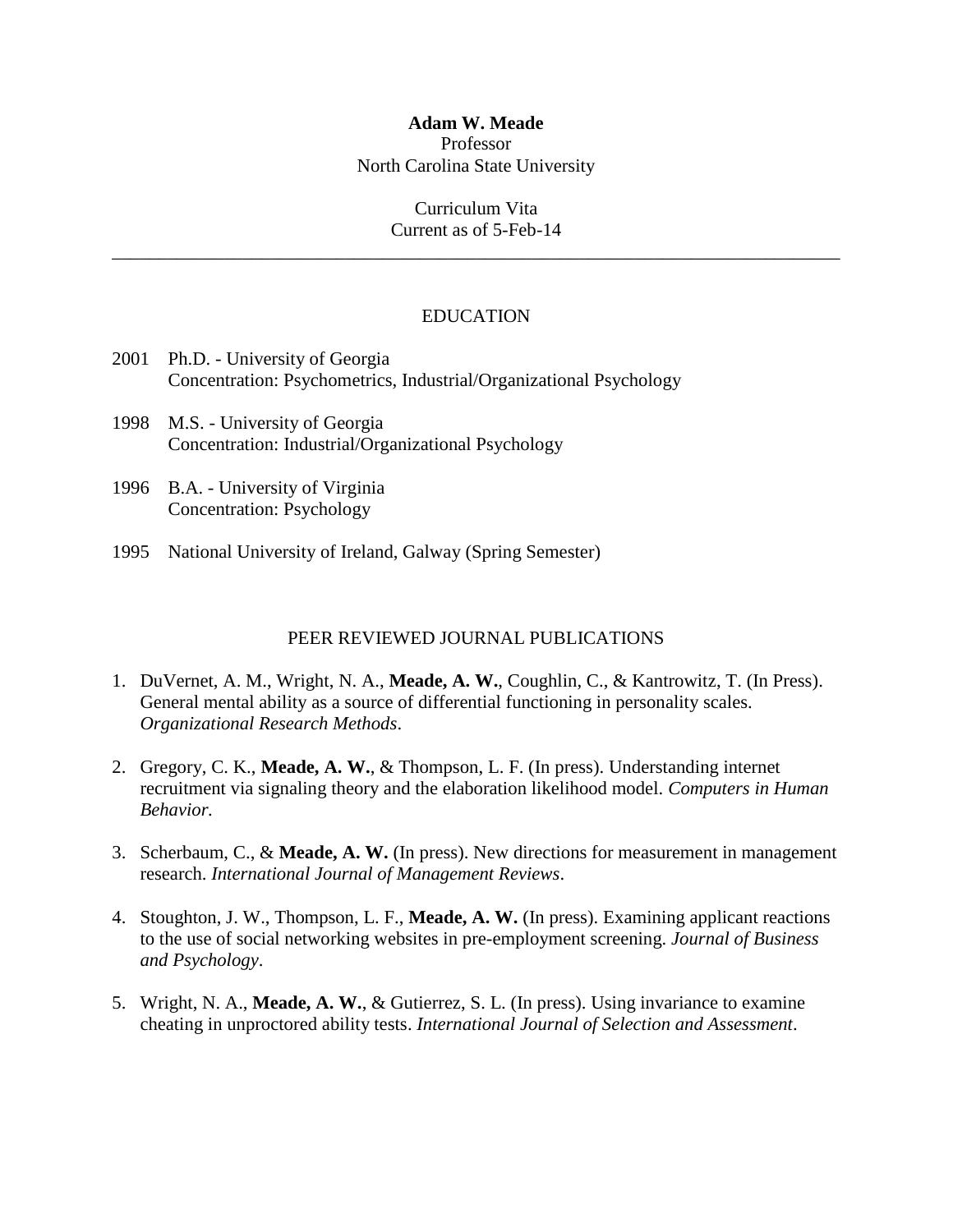# Adam W. Meade

Professor
North Carolina State University

Curriculum Vita
Current as of 5-Feb-14

---

## EDUCATION

2001 Ph.D. - University of Georgia
Concentration: Psychometrics, Industrial/Organizational Psychology

1998 M.S. - University of Georgia
Concentration: Industrial/Organizational Psychology

1996 B.A. - University of Virginia
Concentration: Psychology

1995 National University of Ireland, Galway (Spring Semester)

## PEER REVIEWED JOURNAL PUBLICATIONS

1. DuVernet, A. M., Wright, N. A., **Meade, A. W.**, Coughlin, C., & Kantrowitz, T. (In Press). General mental ability as a source of differential functioning in personality scales. *Organizational Research Methods*.

2. Gregory, C. K., **Meade, A. W.**, & Thompson, L. F. (In press). Understanding internet recruitment via signaling theory and the elaboration likelihood model. *Computers in Human Behavior.*

3. Scherbaum, C., & **Meade, A. W.** (In press). New directions for measurement in management research. *International Journal of Management Reviews*.

4. Stoughton, J. W., Thompson, L. F., **Meade, A. W.** (In press). Examining applicant reactions to the use of social networking websites in pre-employment screening. *Journal of Business and Psychology*.

5. Wright, N. A., **Meade, A. W.**, & Gutierrez, S. L. (In press). Using invariance to examine cheating in unproctored ability tests. *International Journal of Selection and Assessment*.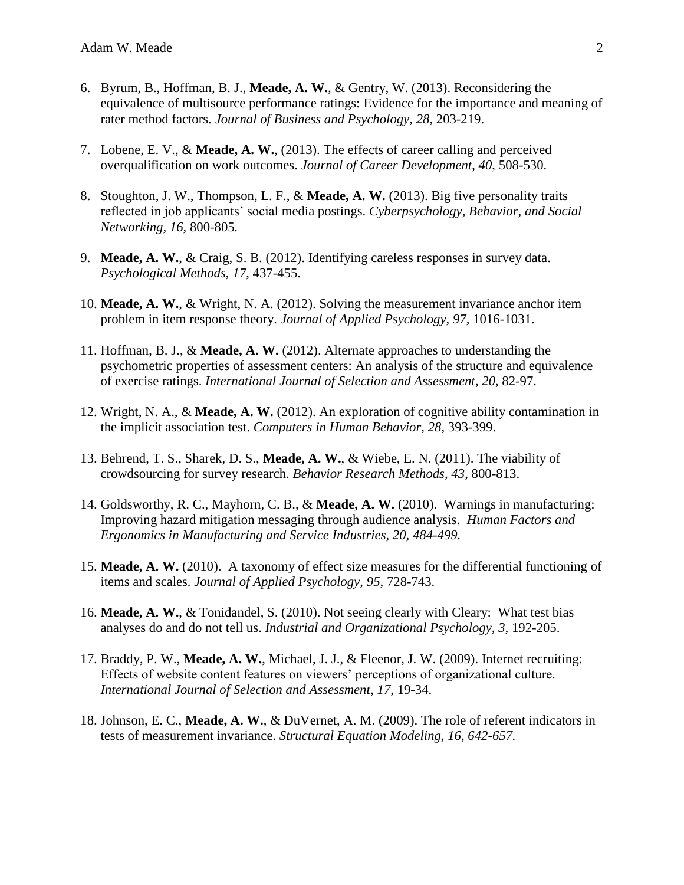6. Byrum, B., Hoffman, B. J., **Meade, A. W.**, & Gentry, W. (2013). Reconsidering the equivalence of multisource performance ratings: Evidence for the importance and meaning of rater method factors. *Journal of Business and Psychology*, *28*, 203-219.

7. Lobene, E. V., & **Meade, A. W.**, (2013). The effects of career calling and perceived overqualification on work outcomes. *Journal of Career Development*, *40*, 508-530.

8. Stoughton, J. W., Thompson, L. F., & **Meade, A. W.** (2013). Big five personality traits reflected in job applicants' social media postings. *Cyberpsychology, Behavior, and Social Networking, 16,* 800-805.

9. **Meade, A. W.**, & Craig, S. B. (2012). Identifying careless responses in survey data. *Psychological Methods*, *17*, 437-455.

10. **Meade, A. W.**, & Wright, N. A. (2012). Solving the measurement invariance anchor item problem in item response theory. *Journal of Applied Psychology*, *97,* 1016-1031.

11. Hoffman, B. J., & **Meade, A. W.** (2012). Alternate approaches to understanding the psychometric properties of assessment centers: An analysis of the structure and equivalence of exercise ratings. *International Journal of Selection and Assessment*, *20*, 82-97.

12. Wright, N. A., & **Meade, A. W.** (2012). An exploration of cognitive ability contamination in the implicit association test. *Computers in Human Behavior, 28*, 393-399.

13. Behrend, T. S., Sharek, D. S., **Meade, A. W.**, & Wiebe, E. N. (2011). The viability of crowdsourcing for survey research. *Behavior Research Methods*, *43*, 800-813.

14. Goldsworthy, R. C., Mayhorn, C. B., & **Meade, A. W.** (2010). Warnings in manufacturing: Improving hazard mitigation messaging through audience analysis. *Human Factors and Ergonomics in Manufacturing and Service Industries, 20, 484-499.*

15. **Meade, A. W.** (2010). A taxonomy of effect size measures for the differential functioning of items and scales. *Journal of Applied Psychology, 95*, 728-743.

16. **Meade, A. W.**, & Tonidandel, S. (2010). Not seeing clearly with Cleary: What test bias analyses do and do not tell us. *Industrial and Organizational Psychology, 3*, 192-205.

17. Braddy, P. W., **Meade, A. W.**, Michael, J. J., & Fleenor, J. W. (2009). Internet recruiting: Effects of website content features on viewers' perceptions of organizational culture. *International Journal of Selection and Assessment*, *17*, 19-34.

18. Johnson, E. C., **Meade, A. W.**, & DuVernet, A. M. (2009). The role of referent indicators in tests of measurement invariance. *Structural Equation Modeling, 16, 642-657.*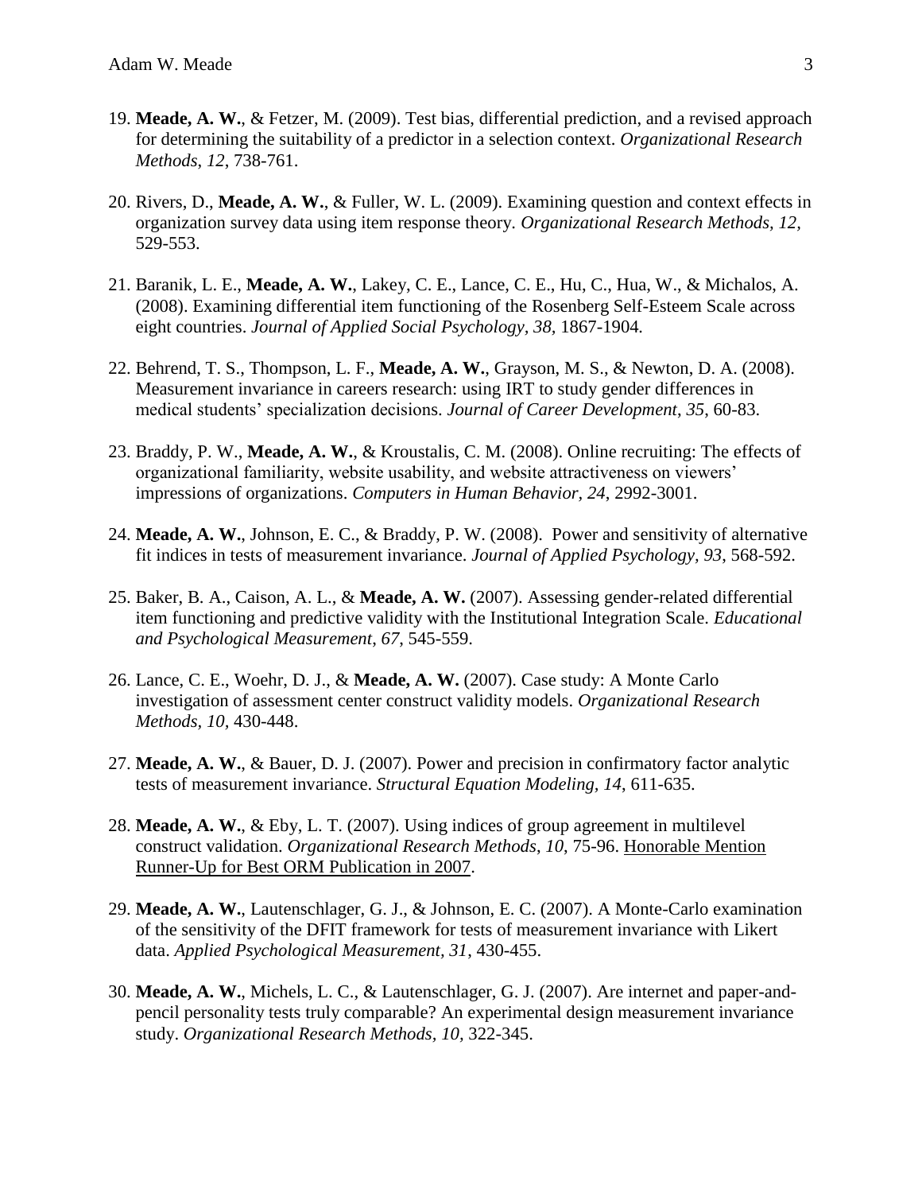19. **Meade, A. W.**, & Fetzer, M. (2009). Test bias, differential prediction, and a revised approach for determining the suitability of a predictor in a selection context. *Organizational Research Methods*, *12*, 738-761.

20. Rivers, D., **Meade, A. W.**, & Fuller, W. L. (2009). Examining question and context effects in organization survey data using item response theory. *Organizational Research Methods, 12,* 529-553.

21. Baranik, L. E., **Meade, A. W.**, Lakey, C. E., Lance, C. E., Hu, C., Hua, W., & Michalos, A. (2008). Examining differential item functioning of the Rosenberg Self-Esteem Scale across eight countries. *Journal of Applied Social Psychology, 38,* 1867-1904*.*

22. Behrend, T. S., Thompson, L. F., **Meade, A. W.**, Grayson, M. S., & Newton, D. A. (2008). Measurement invariance in careers research: using IRT to study gender differences in medical students' specialization decisions. *Journal of Career Development*, *35*, 60-83.

23. Braddy, P. W., **Meade, A. W.**, & Kroustalis, C. M. (2008). Online recruiting: The effects of organizational familiarity, website usability, and website attractiveness on viewers' impressions of organizations. *Computers in Human Behavior*, *24*, 2992-3001.

24. **Meade, A. W.**, Johnson, E. C., & Braddy, P. W. (2008). Power and sensitivity of alternative fit indices in tests of measurement invariance. *Journal of Applied Psychology, 93,* 568-592.

25. Baker, B. A., Caison, A. L., & **Meade, A. W.** (2007). Assessing gender-related differential item functioning and predictive validity with the Institutional Integration Scale. *Educational and Psychological Measurement*, *67*, 545-559.

26. Lance, C. E., Woehr, D. J., & **Meade, A. W.** (2007). Case study: A Monte Carlo investigation of assessment center construct validity models. *Organizational Research Methods, 10,* 430-448.

27. **Meade, A. W.**, & Bauer, D. J. (2007). Power and precision in confirmatory factor analytic tests of measurement invariance. *Structural Equation Modeling, 14*, 611-635.

28. **Meade, A. W.**, & Eby, L. T. (2007). Using indices of group agreement in multilevel construct validation. *Organizational Research Methods*, *10,* 75-96. Honorable Mention Runner-Up for Best ORM Publication in 2007.

29. **Meade, A. W.**, Lautenschlager, G. J., & Johnson, E. C. (2007). A Monte-Carlo examination of the sensitivity of the DFIT framework for tests of measurement invariance with Likert data. *Applied Psychological Measurement, 31*, 430-455.

30. **Meade, A. W.**, Michels, L. C., & Lautenschlager, G. J. (2007). Are internet and paper-and-pencil personality tests truly comparable? An experimental design measurement invariance study. *Organizational Research Methods, 10,* 322-345.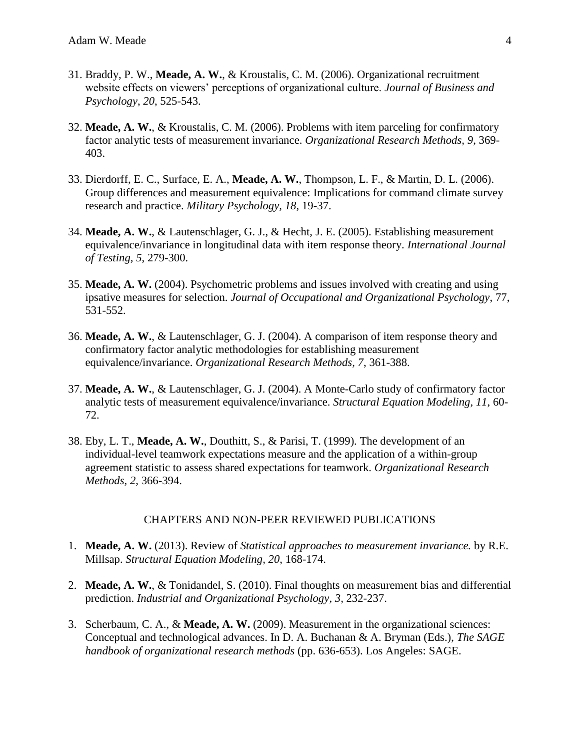31. Braddy, P. W., **Meade, A. W.**, & Kroustalis, C. M. (2006). Organizational recruitment website effects on viewers' perceptions of organizational culture. *Journal of Business and Psychology*, *20*, 525-543.

32. **Meade, A. W.**, & Kroustalis, C. M. (2006). Problems with item parceling for confirmatory factor analytic tests of measurement invariance. *Organizational Research Methods, 9*, 369-403.

33. Dierdorff, E. C., Surface, E. A., **Meade, A. W.**, Thompson, L. F., & Martin, D. L. (2006). Group differences and measurement equivalence: Implications for command climate survey research and practice. *Military Psychology, 18*, 19-37.

34. **Meade, A. W.**, & Lautenschlager, G. J., & Hecht, J. E. (2005). Establishing measurement equivalence/invariance in longitudinal data with item response theory. *International Journal of Testing, 5*, 279-300.

35. **Meade, A. W.** (2004). Psychometric problems and issues involved with creating and using ipsative measures for selection. *Journal of Occupational and Organizational Psychology*, 77, 531-552.

36. **Meade, A. W.**, & Lautenschlager, G. J. (2004). A comparison of item response theory and confirmatory factor analytic methodologies for establishing measurement equivalence/invariance. *Organizational Research Methods, 7*, 361-388.

37. **Meade, A. W.**, & Lautenschlager, G. J. (2004). A Monte-Carlo study of confirmatory factor analytic tests of measurement equivalence/invariance. *Structural Equation Modeling*, *11*, 60-72.

38. Eby, L. T., **Meade, A. W.**, Douthitt, S., & Parisi, T. (1999). The development of an individual-level teamwork expectations measure and the application of a within-group agreement statistic to assess shared expectations for teamwork. *Organizational Research Methods*, *2*, 366-394.

## CHAPTERS AND NON-PEER REVIEWED PUBLICATIONS

1. **Meade, A. W.** (2013). Review of *Statistical approaches to measurement invariance.* by R.E. Millsap. *Structural Equation Modeling, 20*, 168-174.

2. **Meade, A. W.**, & Tonidandel, S. (2010). Final thoughts on measurement bias and differential prediction. *Industrial and Organizational Psychology*, *3*, 232-237.

3. Scherbaum, C. A., & **Meade, A. W.** (2009). Measurement in the organizational sciences: Conceptual and technological advances. In D. A. Buchanan & A. Bryman (Eds.), *The SAGE handbook of organizational research methods* (pp. 636-653). Los Angeles: SAGE.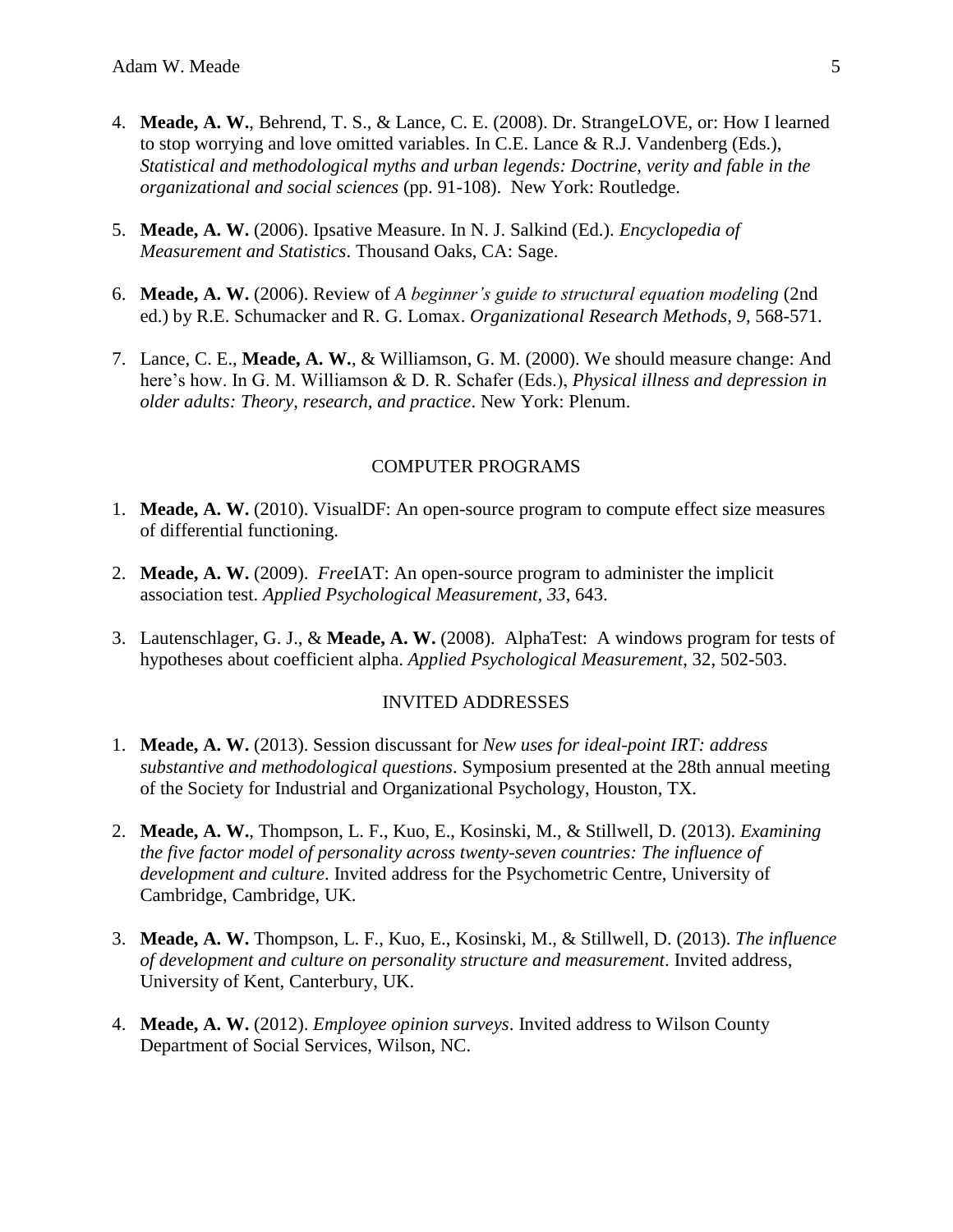4. **Meade, A. W.**, Behrend, T. S., & Lance, C. E. (2008). Dr. StrangeLOVE, or: How I learned to stop worrying and love omitted variables. In C.E. Lance & R.J. Vandenberg (Eds.), *Statistical and methodological myths and urban legends: Doctrine, verity and fable in the organizational and social sciences* (pp. 91-108). New York: Routledge.

5. **Meade, A. W.** (2006). Ipsative Measure. In N. J. Salkind (Ed.). *Encyclopedia of Measurement and Statistics*. Thousand Oaks, CA: Sage.

6. **Meade, A. W.** (2006). Review of *A beginner's guide to structural equation modeling* (2nd ed.) by R.E. Schumacker and R. G. Lomax. *Organizational Research Methods, 9*, 568-571.

7. Lance, C. E., **Meade, A. W.**, & Williamson, G. M. (2000). We should measure change: And here's how. In G. M. Williamson & D. R. Schafer (Eds.), *Physical illness and depression in older adults: Theory, research, and practice*. New York: Plenum.

## COMPUTER PROGRAMS

1. **Meade, A. W.** (2010). VisualDF: An open-source program to compute effect size measures of differential functioning.

2. **Meade, A. W.** (2009). *Free*IAT: An open-source program to administer the implicit association test. *Applied Psychological Measurement*, *33*, 643.

3. Lautenschlager, G. J., & **Meade, A. W.** (2008). AlphaTest: A windows program for tests of hypotheses about coefficient alpha. *Applied Psychological Measurement*, 32, 502-503.

## INVITED ADDRESSES

1. **Meade, A. W.** (2013). Session discussant for *New uses for ideal-point IRT: address substantive and methodological questions*. Symposium presented at the 28th annual meeting of the Society for Industrial and Organizational Psychology, Houston, TX.

2. **Meade, A. W.**, Thompson, L. F., Kuo, E., Kosinski, M., & Stillwell, D. (2013). *Examining the five factor model of personality across twenty-seven countries: The influence of development and culture*. Invited address for the Psychometric Centre, University of Cambridge, Cambridge, UK.

3. **Meade, A. W.** Thompson, L. F., Kuo, E., Kosinski, M., & Stillwell, D. (2013). *The influence of development and culture on personality structure and measurement*. Invited address, University of Kent, Canterbury, UK.

4. **Meade, A. W.** (2012). *Employee opinion surveys*. Invited address to Wilson County Department of Social Services, Wilson, NC.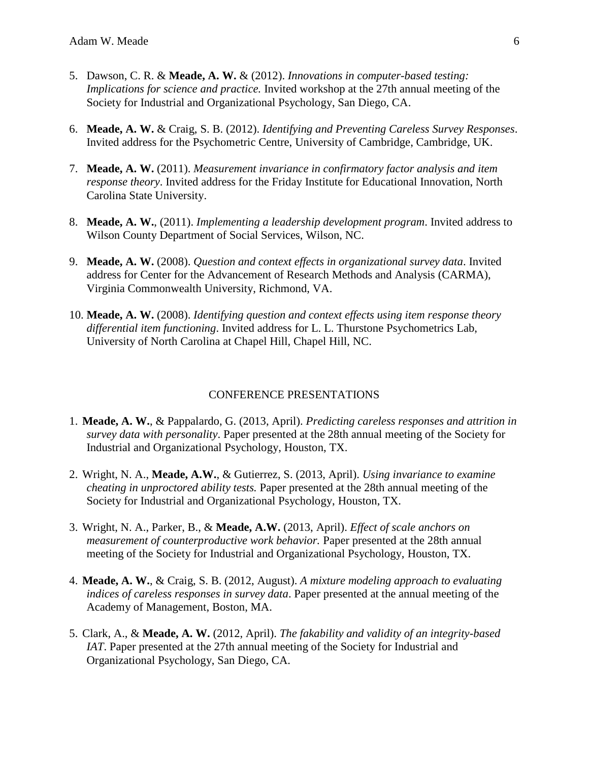5. Dawson, C. R. & **Meade, A. W.** & (2012). *Innovations in computer-based testing: Implications for science and practice.* Invited workshop at the 27th annual meeting of the Society for Industrial and Organizational Psychology, San Diego, CA.

6. **Meade, A. W.** & Craig, S. B. (2012). *Identifying and Preventing Careless Survey Responses*. Invited address for the Psychometric Centre, University of Cambridge, Cambridge, UK.

7. **Meade, A. W.** (2011). *Measurement invariance in confirmatory factor analysis and item response theory*. Invited address for the Friday Institute for Educational Innovation, North Carolina State University.

8. **Meade, A. W.**, (2011). *Implementing a leadership development program*. Invited address to Wilson County Department of Social Services, Wilson, NC.

9. **Meade, A. W.** (2008). *Question and context effects in organizational survey data*. Invited address for Center for the Advancement of Research Methods and Analysis (CARMA), Virginia Commonwealth University, Richmond, VA.

10. **Meade, A. W.** (2008). *Identifying question and context effects using item response theory differential item functioning*. Invited address for L. L. Thurstone Psychometrics Lab, University of North Carolina at Chapel Hill, Chapel Hill, NC.

## CONFERENCE PRESENTATIONS

1. **Meade, A. W.**, & Pappalardo, G. (2013, April). *Predicting careless responses and attrition in survey data with personality*. Paper presented at the 28th annual meeting of the Society for Industrial and Organizational Psychology, Houston, TX.

2. Wright, N. A., **Meade, A.W.**, & Gutierrez, S. (2013, April). *Using invariance to examine cheating in unproctored ability tests.* Paper presented at the 28th annual meeting of the Society for Industrial and Organizational Psychology, Houston, TX.

3. Wright, N. A., Parker, B., & **Meade, A.W.** (2013, April). *Effect of scale anchors on measurement of counterproductive work behavior.* Paper presented at the 28th annual meeting of the Society for Industrial and Organizational Psychology, Houston, TX.

4. **Meade, A. W.**, & Craig, S. B. (2012, August). *A mixture modeling approach to evaluating indices of careless responses in survey data*. Paper presented at the annual meeting of the Academy of Management, Boston, MA.

5. Clark, A., & **Meade, A. W.** (2012, April). *The fakability and validity of an integrity-based IAT*. Paper presented at the 27th annual meeting of the Society for Industrial and Organizational Psychology, San Diego, CA.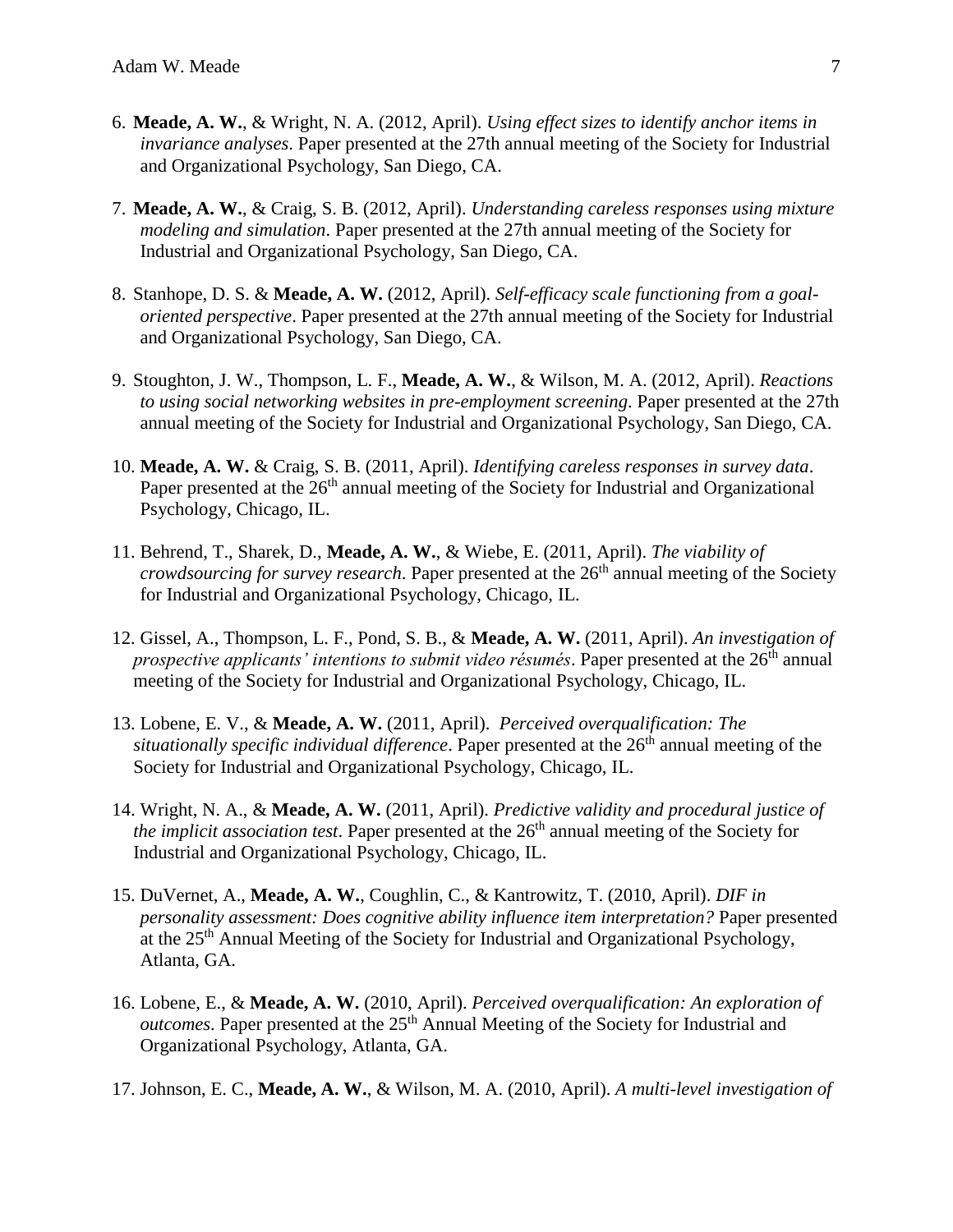6. **Meade, A. W.**, & Wright, N. A. (2012, April). *Using effect sizes to identify anchor items in invariance analyses*. Paper presented at the 27th annual meeting of the Society for Industrial and Organizational Psychology, San Diego, CA.

7. **Meade, A. W.**, & Craig, S. B. (2012, April). *Understanding careless responses using mixture modeling and simulation*. Paper presented at the 27th annual meeting of the Society for Industrial and Organizational Psychology, San Diego, CA.

8. Stanhope, D. S. & **Meade, A. W.** (2012, April). *Self-efficacy scale functioning from a goal-oriented perspective*. Paper presented at the 27th annual meeting of the Society for Industrial and Organizational Psychology, San Diego, CA.

9. Stoughton, J. W., Thompson, L. F., **Meade, A. W.**, & Wilson, M. A. (2012, April). *Reactions to using social networking websites in pre-employment screening*. Paper presented at the 27th annual meeting of the Society for Industrial and Organizational Psychology, San Diego, CA.

10. **Meade, A. W.** & Craig, S. B. (2011, April). *Identifying careless responses in survey data*. Paper presented at the 26th annual meeting of the Society for Industrial and Organizational Psychology, Chicago, IL.

11. Behrend, T., Sharek, D., **Meade, A. W.**, & Wiebe, E. (2011, April). *The viability of crowdsourcing for survey research*. Paper presented at the 26th annual meeting of the Society for Industrial and Organizational Psychology, Chicago, IL.

12. Gissel, A., Thompson, L. F., Pond, S. B., & **Meade, A. W.** (2011, April). *An investigation of prospective applicants' intentions to submit video résumés*. Paper presented at the 26th annual meeting of the Society for Industrial and Organizational Psychology, Chicago, IL.

13. Lobene, E. V., & **Meade, A. W.** (2011, April). *Perceived overqualification: The situationally specific individual difference*. Paper presented at the 26th annual meeting of the Society for Industrial and Organizational Psychology, Chicago, IL.

14. Wright, N. A., & **Meade, A. W.** (2011, April). *Predictive validity and procedural justice of the implicit association test*. Paper presented at the 26th annual meeting of the Society for Industrial and Organizational Psychology, Chicago, IL.

15. DuVernet, A., **Meade, A. W.**, Coughlin, C., & Kantrowitz, T. (2010, April). *DIF in personality assessment: Does cognitive ability influence item interpretation?* Paper presented at the 25th Annual Meeting of the Society for Industrial and Organizational Psychology, Atlanta, GA.

16. Lobene, E., & **Meade, A. W.** (2010, April). *Perceived overqualification: An exploration of outcomes*. Paper presented at the 25th Annual Meeting of the Society for Industrial and Organizational Psychology, Atlanta, GA.

17. Johnson, E. C., **Meade, A. W.**, & Wilson, M. A. (2010, April). *A multi-level investigation of*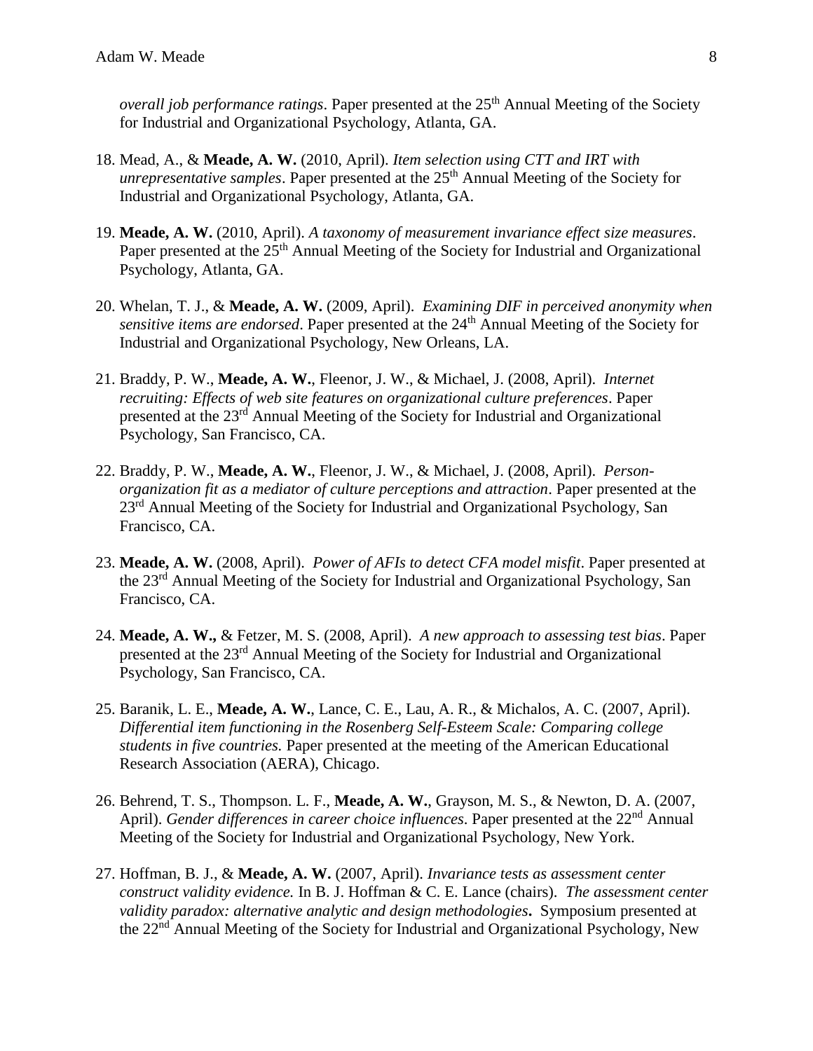*overall job performance ratings*. Paper presented at the 25th Annual Meeting of the Society for Industrial and Organizational Psychology, Atlanta, GA.

18. Mead, A., & **Meade, A. W.** (2010, April). *Item selection using CTT and IRT with unrepresentative samples*. Paper presented at the 25th Annual Meeting of the Society for Industrial and Organizational Psychology, Atlanta, GA.

19. **Meade, A. W.** (2010, April). *A taxonomy of measurement invariance effect size measures*. Paper presented at the 25th Annual Meeting of the Society for Industrial and Organizational Psychology, Atlanta, GA.

20. Whelan, T. J., & **Meade, A. W.** (2009, April). *Examining DIF in perceived anonymity when sensitive items are endorsed*. Paper presented at the 24th Annual Meeting of the Society for Industrial and Organizational Psychology, New Orleans, LA.

21. Braddy, P. W., **Meade, A. W.**, Fleenor, J. W., & Michael, J. (2008, April). *Internet recruiting: Effects of web site features on organizational culture preferences*. Paper presented at the 23rd Annual Meeting of the Society for Industrial and Organizational Psychology, San Francisco, CA.

22. Braddy, P. W., **Meade, A. W.**, Fleenor, J. W., & Michael, J. (2008, April). *Person-organization fit as a mediator of culture perceptions and attraction*. Paper presented at the 23rd Annual Meeting of the Society for Industrial and Organizational Psychology, San Francisco, CA.

23. **Meade, A. W.** (2008, April). *Power of AFIs to detect CFA model misfit*. Paper presented at the 23rd Annual Meeting of the Society for Industrial and Organizational Psychology, San Francisco, CA.

24. **Meade, A. W.,** & Fetzer, M. S. (2008, April). *A new approach to assessing test bias*. Paper presented at the 23rd Annual Meeting of the Society for Industrial and Organizational Psychology, San Francisco, CA.

25. Baranik, L. E., **Meade, A. W.**, Lance, C. E., Lau, A. R., & Michalos, A. C. (2007, April). *Differential item functioning in the Rosenberg Self-Esteem Scale: Comparing college students in five countries.* Paper presented at the meeting of the American Educational Research Association (AERA), Chicago.

26. Behrend, T. S., Thompson. L. F., **Meade, A. W.**, Grayson, M. S., & Newton, D. A. (2007, April). *Gender differences in career choice influences*. Paper presented at the 22nd Annual Meeting of the Society for Industrial and Organizational Psychology, New York.

27. Hoffman, B. J., & **Meade, A. W.** (2007, April). *Invariance tests as assessment center construct validity evidence.* In B. J. Hoffman & C. E. Lance (chairs). *The assessment center validity paradox: alternative analytic and design methodologies***.** Symposium presented at the 22nd Annual Meeting of the Society for Industrial and Organizational Psychology, New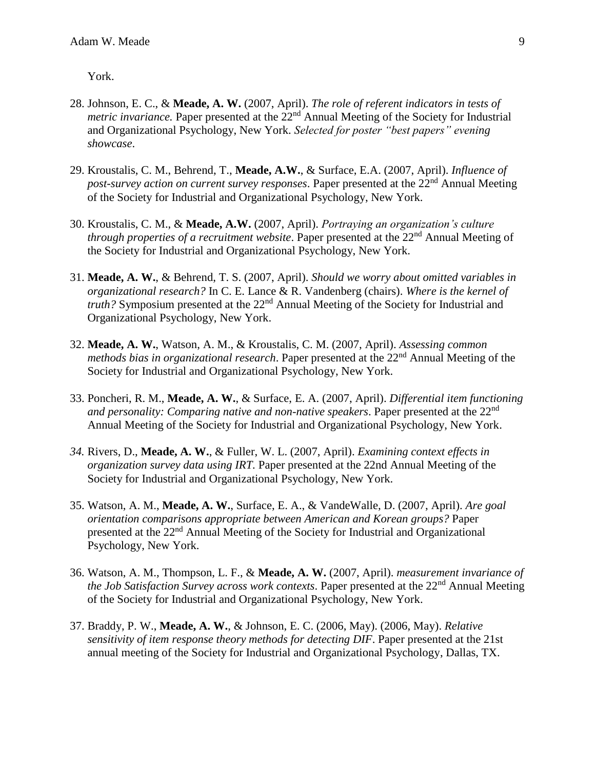York.

28. Johnson, E. C., & **Meade, A. W.** (2007, April). *The role of referent indicators in tests of metric invariance.* Paper presented at the 22nd Annual Meeting of the Society for Industrial and Organizational Psychology, New York. *Selected for poster "best papers" evening showcase*.

29. Kroustalis, C. M., Behrend, T., **Meade, A.W.**, & Surface, E.A. (2007, April). *Influence of post-survey action on current survey responses*. Paper presented at the 22nd Annual Meeting of the Society for Industrial and Organizational Psychology, New York.

30. Kroustalis, C. M., & **Meade, A.W.** (2007, April). *Portraying an organization's culture through properties of a recruitment website*. Paper presented at the 22nd Annual Meeting of the Society for Industrial and Organizational Psychology, New York.

31. **Meade, A. W.**, & Behrend, T. S. (2007, April). *Should we worry about omitted variables in organizational research?* In C. E. Lance & R. Vandenberg (chairs). *Where is the kernel of truth?* Symposium presented at the 22nd Annual Meeting of the Society for Industrial and Organizational Psychology, New York.

32. **Meade, A. W.**, Watson, A. M., & Kroustalis, C. M. (2007, April). *Assessing common methods bias in organizational research*. Paper presented at the 22nd Annual Meeting of the Society for Industrial and Organizational Psychology, New York.

33. Poncheri, R. M., **Meade, A. W.**, & Surface, E. A. (2007, April). *Differential item functioning and personality: Comparing native and non-native speakers*. Paper presented at the 22nd Annual Meeting of the Society for Industrial and Organizational Psychology, New York.

34. Rivers, D., **Meade, A. W.**, & Fuller, W. L. (2007, April). *Examining context effects in organization survey data using IRT.* Paper presented at the 22nd Annual Meeting of the Society for Industrial and Organizational Psychology, New York.

35. Watson, A. M., **Meade, A. W.**, Surface, E. A., & VandeWalle, D. (2007, April). *Are goal orientation comparisons appropriate between American and Korean groups?* Paper presented at the 22nd Annual Meeting of the Society for Industrial and Organizational Psychology, New York.

36. Watson, A. M., Thompson, L. F., & **Meade, A. W.** (2007, April). *measurement invariance of the Job Satisfaction Survey across work contexts*. Paper presented at the 22nd Annual Meeting of the Society for Industrial and Organizational Psychology, New York.

37. Braddy, P. W., **Meade, A. W.**, & Johnson, E. C. (2006, May). (2006, May). *Relative sensitivity of item response theory methods for detecting DIF*. Paper presented at the 21st annual meeting of the Society for Industrial and Organizational Psychology, Dallas, TX.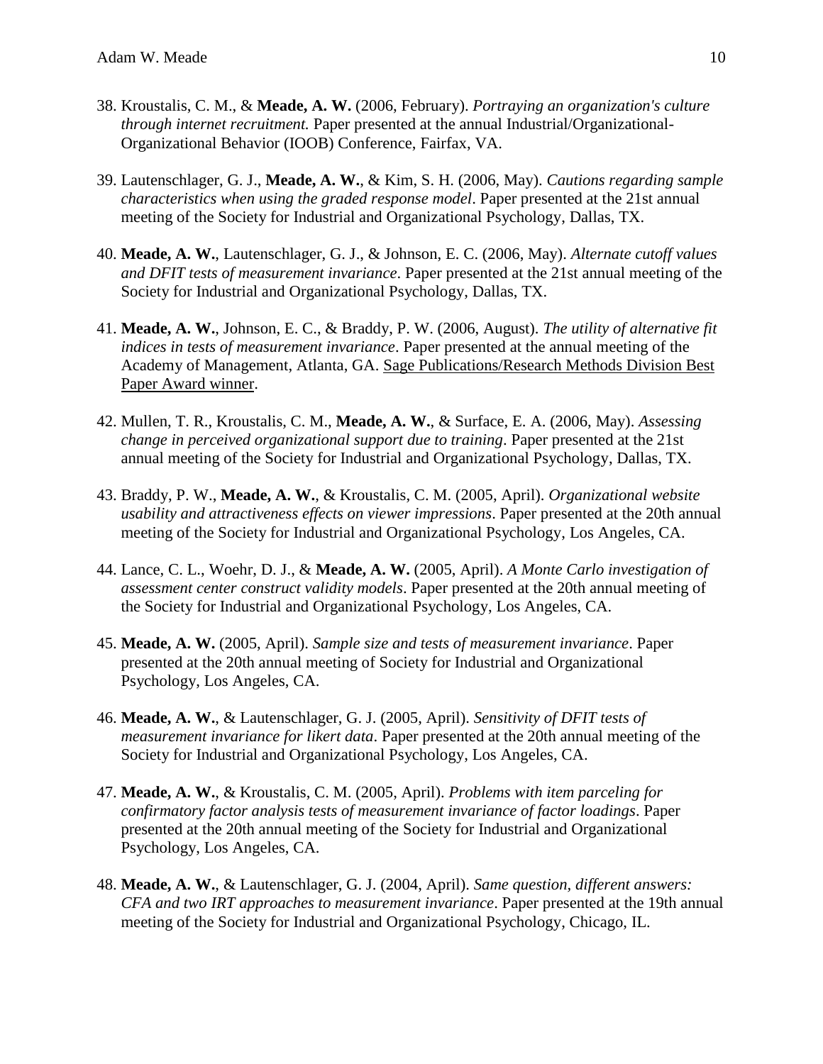38. Kroustalis, C. M., & **Meade, A. W.** (2006, February). *Portraying an organization's culture through internet recruitment.* Paper presented at the annual Industrial/Organizational-Organizational Behavior (IOOB) Conference, Fairfax, VA.

39. Lautenschlager, G. J., **Meade, A. W.**, & Kim, S. H. (2006, May). *Cautions regarding sample characteristics when using the graded response model*. Paper presented at the 21st annual meeting of the Society for Industrial and Organizational Psychology, Dallas, TX.

40. **Meade, A. W.**, Lautenschlager, G. J., & Johnson, E. C. (2006, May). *Alternate cutoff values and DFIT tests of measurement invariance*. Paper presented at the 21st annual meeting of the Society for Industrial and Organizational Psychology, Dallas, TX.

41. **Meade, A. W.**, Johnson, E. C., & Braddy, P. W. (2006, August). *The utility of alternative fit indices in tests of measurement invariance*. Paper presented at the annual meeting of the Academy of Management, Atlanta, GA. <u>Sage Publications/Research Methods Division Best Paper Award winner</u>.

42. Mullen, T. R., Kroustalis, C. M., **Meade, A. W.**, & Surface, E. A. (2006, May). *Assessing change in perceived organizational support due to training*. Paper presented at the 21st annual meeting of the Society for Industrial and Organizational Psychology, Dallas, TX.

43. Braddy, P. W., **Meade, A. W.**, & Kroustalis, C. M. (2005, April). *Organizational website usability and attractiveness effects on viewer impressions*. Paper presented at the 20th annual meeting of the Society for Industrial and Organizational Psychology, Los Angeles, CA.

44. Lance, C. L., Woehr, D. J., & **Meade, A. W.** (2005, April). *A Monte Carlo investigation of assessment center construct validity models*. Paper presented at the 20th annual meeting of the Society for Industrial and Organizational Psychology, Los Angeles, CA.

45. **Meade, A. W.** (2005, April). *Sample size and tests of measurement invariance*. Paper presented at the 20th annual meeting of Society for Industrial and Organizational Psychology, Los Angeles, CA.

46. **Meade, A. W.**, & Lautenschlager, G. J. (2005, April). *Sensitivity of DFIT tests of measurement invariance for likert data*. Paper presented at the 20th annual meeting of the Society for Industrial and Organizational Psychology, Los Angeles, CA.

47. **Meade, A. W.**, & Kroustalis, C. M. (2005, April). *Problems with item parceling for confirmatory factor analysis tests of measurement invariance of factor loadings*. Paper presented at the 20th annual meeting of the Society for Industrial and Organizational Psychology, Los Angeles, CA.

48. **Meade, A. W.**, & Lautenschlager, G. J. (2004, April). *Same question, different answers: CFA and two IRT approaches to measurement invariance*. Paper presented at the 19th annual meeting of the Society for Industrial and Organizational Psychology, Chicago, IL.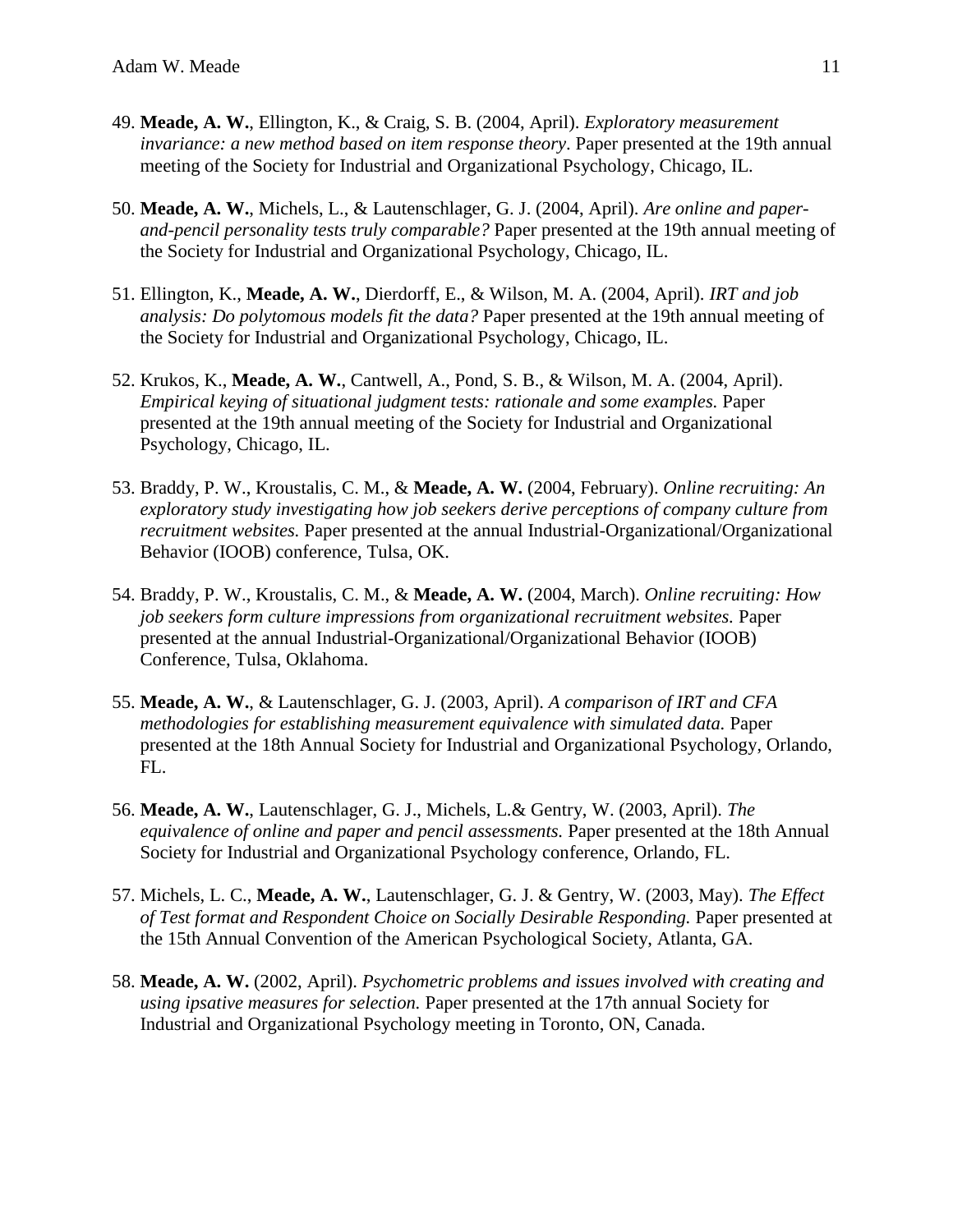49. **Meade, A. W.**, Ellington, K., & Craig, S. B. (2004, April). *Exploratory measurement invariance: a new method based on item response theory*. Paper presented at the 19th annual meeting of the Society for Industrial and Organizational Psychology, Chicago, IL.

50. **Meade, A. W.**, Michels, L., & Lautenschlager, G. J. (2004, April). *Are online and paper-and-pencil personality tests truly comparable?* Paper presented at the 19th annual meeting of the Society for Industrial and Organizational Psychology, Chicago, IL.

51. Ellington, K., **Meade, A. W.**, Dierdorff, E., & Wilson, M. A. (2004, April). *IRT and job analysis: Do polytomous models fit the data?* Paper presented at the 19th annual meeting of the Society for Industrial and Organizational Psychology, Chicago, IL.

52. Krukos, K., **Meade, A. W.**, Cantwell, A., Pond, S. B., & Wilson, M. A. (2004, April). *Empirical keying of situational judgment tests: rationale and some examples.* Paper presented at the 19th annual meeting of the Society for Industrial and Organizational Psychology, Chicago, IL.

53. Braddy, P. W., Kroustalis, C. M., & **Meade, A. W.** (2004, February). *Online recruiting: An exploratory study investigating how job seekers derive perceptions of company culture from recruitment websites.* Paper presented at the annual Industrial-Organizational/Organizational Behavior (IOOB) conference, Tulsa, OK.

54. Braddy, P. W., Kroustalis, C. M., & **Meade, A. W.** (2004, March). *Online recruiting: How job seekers form culture impressions from organizational recruitment websites.* Paper presented at the annual Industrial-Organizational/Organizational Behavior (IOOB) Conference, Tulsa, Oklahoma.

55. **Meade, A. W.**, & Lautenschlager, G. J. (2003, April). *A comparison of IRT and CFA methodologies for establishing measurement equivalence with simulated data.* Paper presented at the 18th Annual Society for Industrial and Organizational Psychology, Orlando, FL.

56. **Meade, A. W.**, Lautenschlager, G. J., Michels, L.& Gentry, W. (2003, April). *The equivalence of online and paper and pencil assessments.* Paper presented at the 18th Annual Society for Industrial and Organizational Psychology conference, Orlando, FL.

57. Michels, L. C., **Meade, A. W.**, Lautenschlager, G. J. & Gentry, W. (2003, May). *The Effect of Test format and Respondent Choice on Socially Desirable Responding.* Paper presented at the 15th Annual Convention of the American Psychological Society, Atlanta, GA.

58. **Meade, A. W.** (2002, April). *Psychometric problems and issues involved with creating and using ipsative measures for selection.* Paper presented at the 17th annual Society for Industrial and Organizational Psychology meeting in Toronto, ON, Canada.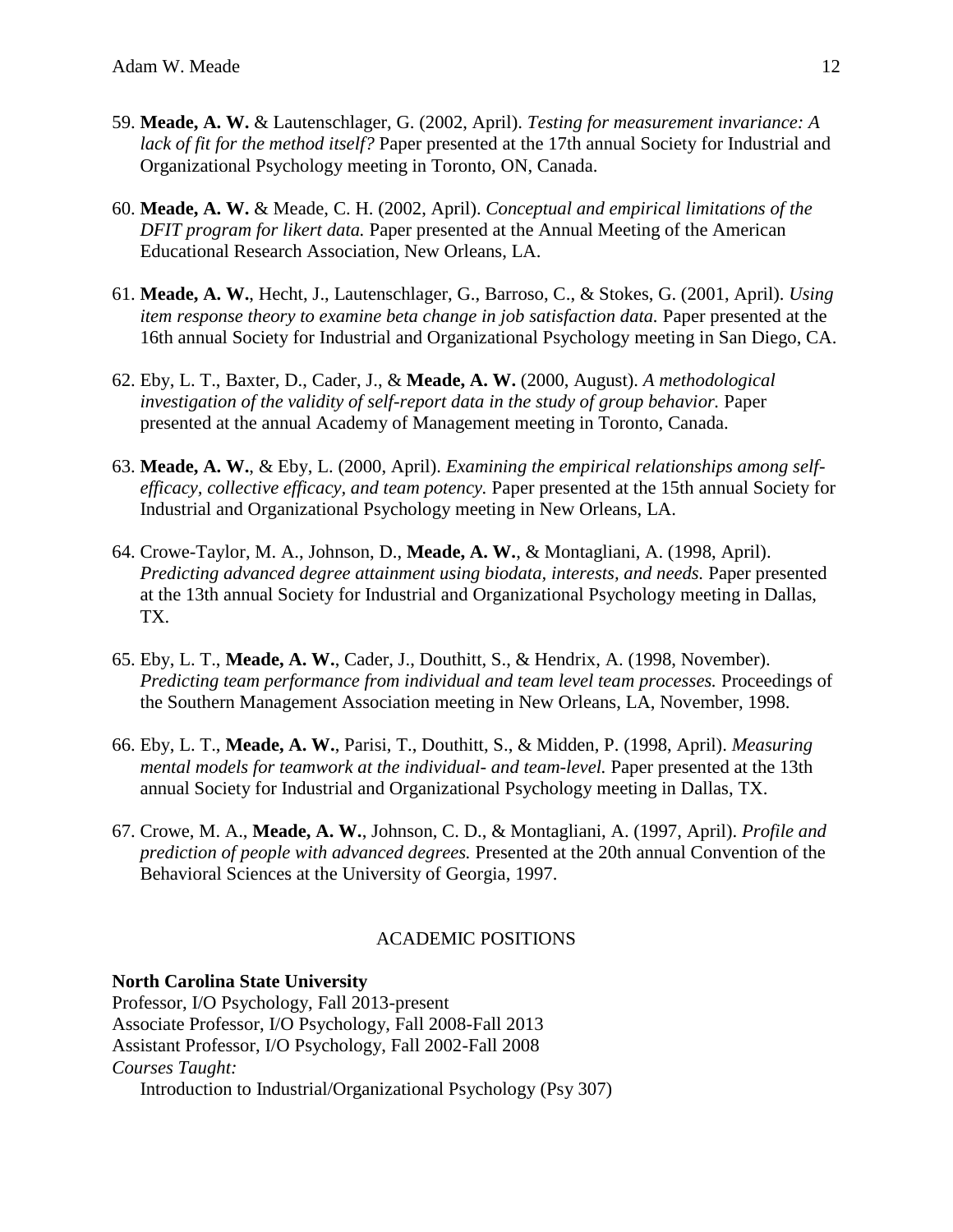59. **Meade, A. W.** & Lautenschlager, G. (2002, April). *Testing for measurement invariance: A lack of fit for the method itself?* Paper presented at the 17th annual Society for Industrial and Organizational Psychology meeting in Toronto, ON, Canada.

60. **Meade, A. W.** & Meade, C. H. (2002, April). *Conceptual and empirical limitations of the DFIT program for likert data.* Paper presented at the Annual Meeting of the American Educational Research Association, New Orleans, LA.

61. **Meade, A. W.**, Hecht, J., Lautenschlager, G., Barroso, C., & Stokes, G. (2001, April). *Using item response theory to examine beta change in job satisfaction data.* Paper presented at the 16th annual Society for Industrial and Organizational Psychology meeting in San Diego, CA.

62. Eby, L. T., Baxter, D., Cader, J., & **Meade, A. W.** (2000, August). *A methodological investigation of the validity of self-report data in the study of group behavior.* Paper presented at the annual Academy of Management meeting in Toronto, Canada.

63. **Meade, A. W.**, & Eby, L. (2000, April). *Examining the empirical relationships among self-efficacy, collective efficacy, and team potency.* Paper presented at the 15th annual Society for Industrial and Organizational Psychology meeting in New Orleans, LA.

64. Crowe-Taylor, M. A., Johnson, D., **Meade, A. W.**, & Montagliani, A. (1998, April). *Predicting advanced degree attainment using biodata, interests, and needs.* Paper presented at the 13th annual Society for Industrial and Organizational Psychology meeting in Dallas, TX.

65. Eby, L. T., **Meade, A. W.**, Cader, J., Douthitt, S., & Hendrix, A. (1998, November). *Predicting team performance from individual and team level team processes.* Proceedings of the Southern Management Association meeting in New Orleans, LA, November, 1998.

66. Eby, L. T., **Meade, A. W.**, Parisi, T., Douthitt, S., & Midden, P. (1998, April). *Measuring mental models for teamwork at the individual- and team-level.* Paper presented at the 13th annual Society for Industrial and Organizational Psychology meeting in Dallas, TX.

67. Crowe, M. A., **Meade, A. W.**, Johnson, C. D., & Montagliani, A. (1997, April). *Profile and prediction of people with advanced degrees.* Presented at the 20th annual Convention of the Behavioral Sciences at the University of Georgia, 1997.

## ACADEMIC POSITIONS

**North Carolina State University**
Professor, I/O Psychology, Fall 2013-present
Associate Professor, I/O Psychology, Fall 2008-Fall 2013
Assistant Professor, I/O Psychology, Fall 2002-Fall 2008
*Courses Taught:*
Introduction to Industrial/Organizational Psychology (Psy 307)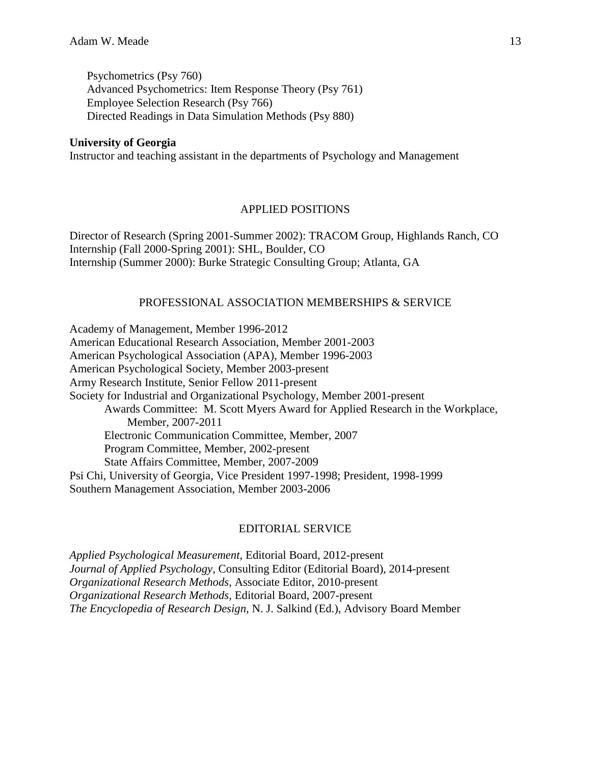Psychometrics (Psy 760)
Advanced Psychometrics: Item Response Theory (Psy 761)
Employee Selection Research (Psy 766)
Directed Readings in Data Simulation Methods (Psy 880)

**University of Georgia**
Instructor and teaching assistant in the departments of Psychology and Management

## APPLIED POSITIONS

Director of Research (Spring 2001-Summer 2002): TRACOM Group, Highlands Ranch, CO
Internship (Fall 2000-Spring 2001): SHL, Boulder, CO
Internship (Summer 2000): Burke Strategic Consulting Group; Atlanta, GA

## PROFESSIONAL ASSOCIATION MEMBERSHIPS & SERVICE

Academy of Management, Member 1996-2012
American Educational Research Association, Member 2001-2003
American Psychological Association (APA), Member 1996-2003
American Psychological Society, Member 2003-present
Army Research Institute, Senior Fellow 2011-present
Society for Industrial and Organizational Psychology, Member 2001-present
- Awards Committee: M. Scott Myers Award for Applied Research in the Workplace, Member, 2007-2011
- Electronic Communication Committee, Member, 2007
- Program Committee, Member, 2002-present
- State Affairs Committee, Member, 2007-2009

Psi Chi, University of Georgia, Vice President 1997-1998; President, 1998-1999
Southern Management Association, Member 2003-2006

## EDITORIAL SERVICE

*Applied Psychological Measurement*, Editorial Board, 2012-present
*Journal of Applied Psychology*, Consulting Editor (Editorial Board), 2014-present
*Organizational Research Methods,* Associate Editor, 2010-present
*Organizational Research Methods*, Editorial Board, 2007-present
*The Encyclopedia of Research Design,* N. J. Salkind (Ed.), Advisory Board Member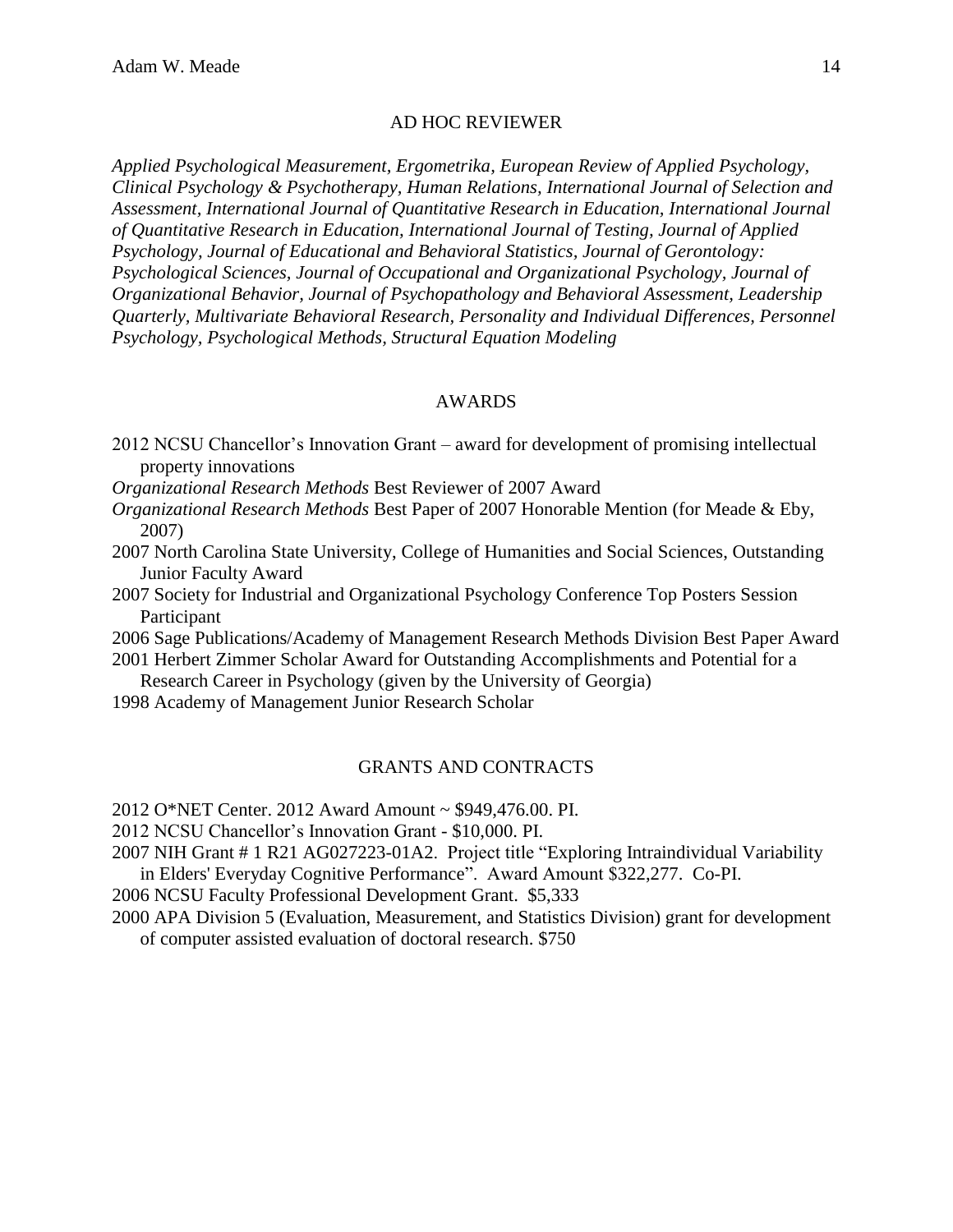## AD HOC REVIEWER

*Applied Psychological Measurement, Ergometrika, European Review of Applied Psychology, Clinical Psychology & Psychotherapy, Human Relations, International Journal of Selection and Assessment, International Journal of Quantitative Research in Education, International Journal of Quantitative Research in Education, International Journal of Testing, Journal of Applied Psychology, Journal of Educational and Behavioral Statistics, Journal of Gerontology: Psychological Sciences, Journal of Occupational and Organizational Psychology, Journal of Organizational Behavior, Journal of Psychopathology and Behavioral Assessment, Leadership Quarterly, Multivariate Behavioral Research, Personality and Individual Differences, Personnel Psychology, Psychological Methods, Structural Equation Modeling*

## AWARDS

2012 NCSU Chancellor's Innovation Grant – award for development of promising intellectual property innovations

*Organizational Research Methods* Best Reviewer of 2007 Award

*Organizational Research Methods* Best Paper of 2007 Honorable Mention (for Meade & Eby, 2007)

2007 North Carolina State University, College of Humanities and Social Sciences, Outstanding Junior Faculty Award

2007 Society for Industrial and Organizational Psychology Conference Top Posters Session Participant

2006 Sage Publications/Academy of Management Research Methods Division Best Paper Award

2001 Herbert Zimmer Scholar Award for Outstanding Accomplishments and Potential for a Research Career in Psychology (given by the University of Georgia)

1998 Academy of Management Junior Research Scholar

## GRANTS AND CONTRACTS

2012 O*NET Center. 2012 Award Amount ~ $949,476.00. PI.

2012 NCSU Chancellor's Innovation Grant - $10,000. PI.

2007 NIH Grant # 1 R21 AG027223-01A2. Project title "Exploring Intraindividual Variability in Elders' Everyday Cognitive Performance". Award Amount $322,277. Co-PI.

2006 NCSU Faculty Professional Development Grant. $5,333

2000 APA Division 5 (Evaluation, Measurement, and Statistics Division) grant for development of computer assisted evaluation of doctoral research. $750